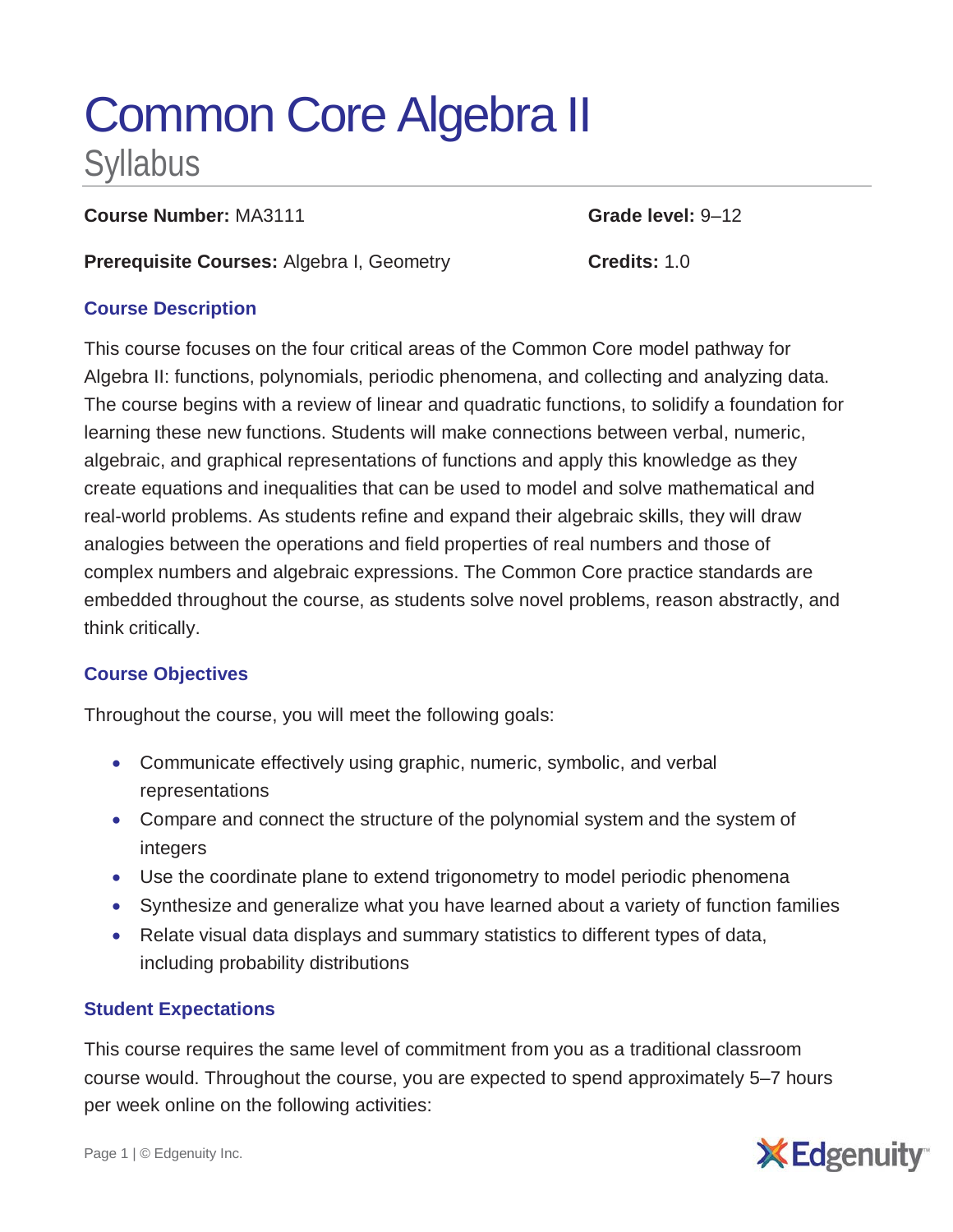# Common Core Algebra II

## Syllabus

**Course Number:** MA3111

**Grade level:** 9–12

**Prerequisite Courses:** Algebra I, Geometry

**Credits:** 1.0

### Course Description

This course focuses on the four critical areas of the Common Core model pathway for Algebra II: functions, polynomials, periodic phenomena, and collecting and analyzing data. The course begins with a review of linear and quadratic functions, to solidify a foundation for learning these new functions. Students will make connections between verbal, numeric, algebraic, and graphical representations of functions and apply this knowledge as they create equations and inequalities that can be used to model and solve mathematical and real-world problems. As students refine and expand their algebraic skills, they will draw analogies between the operations and field properties of real numbers and those of complex numbers and algebraic expressions. The Common Core practice standards are embedded throughout the course, as students solve novel problems, reason abstractly, and think critically.

### Course Objectives

Throughout the course, you will meet the following goals:

- Communicate effectively using graphic, numeric, symbolic, and verbal representations
- Compare and connect the structure of the polynomial system and the system of integers
- Use the coordinate plane to extend trigonometry to model periodic phenomena
- Synthesize and generalize what you have learned about a variety of function families
- Relate visual data displays and summary statistics to different types of data, including probability distributions

### Student Expectations

This course requires the same level of commitment from you as a traditional classroom course would. Throughout the course, you are expected to spend approximately 5–7 hours per week online on the following activities: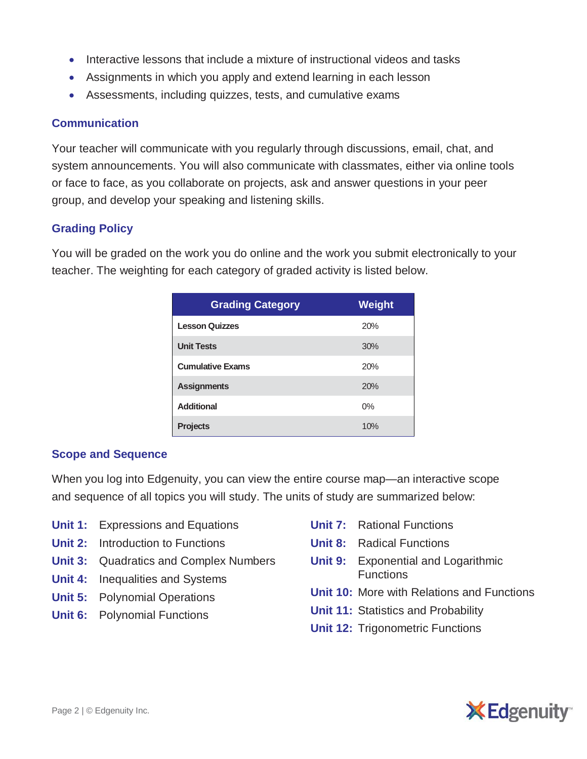- Interactive lessons that include a mixture of instructional videos and tasks
- Assignments in which you apply and extend learning in each lesson
- Assessments, including quizzes, tests, and cumulative exams

## Communication

Your teacher will communicate with you regularly through discussions, email, chat, and system announcements. You will also communicate with classmates, either via online tools or face to face, as you collaborate on projects, ask and answer questions in your peer group, and develop your speaking and listening skills.

## Grading Policy

You will be graded on the work you do online and the work you submit electronically to your teacher. The weighting for each category of graded activity is listed below.

| Grading Category | Weight |
|---|---|
| **Lesson Quizzes** | 20% |
| **Unit Tests** | 30% |
| **Cumulative Exams** | 20% |
| **Assignments** | 20% |
| **Additional** | 0% |
| **Projects** | 10% |

## Scope and Sequence

When you log into Edgenuity, you can view the entire course map—an interactive scope and sequence of all topics you will study. The units of study are summarized below:

**Unit 1:** Expressions and Equations
**Unit 2:** Introduction to Functions
**Unit 3:** Quadratics and Complex Numbers
**Unit 4:** Inequalities and Systems
**Unit 5:** Polynomial Operations
**Unit 6:** Polynomial Functions
**Unit 7:** Rational Functions
**Unit 8:** Radical Functions
**Unit 9:** Exponential and Logarithmic Functions
**Unit 10:** More with Relations and Functions
**Unit 11:** Statistics and Probability
**Unit 12:** Trigonometric Functions